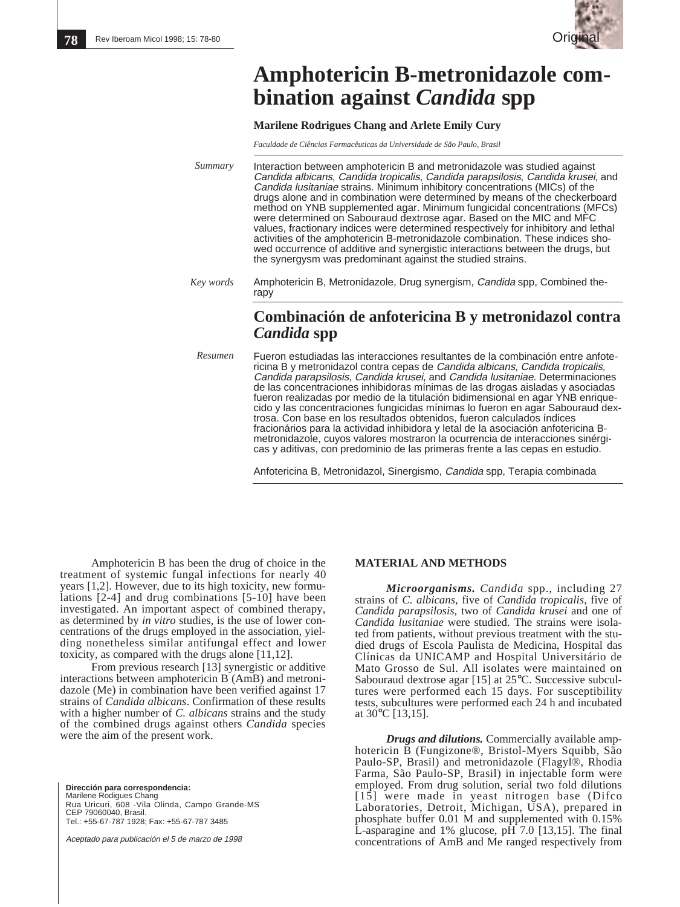# Amphotericin B-metronidazole combination against *Candida* spp

**Marilene Rodrigues Chang and Arlete Emily Cury**

*Faculdade de Ciências Farmacêuticas da Universidade de São Paulo, Brasil*

*Summary*

Interaction between amphotericin B and metronidazole was studied against *Candida albicans*, *Candida tropicalis*, *Candida parapsilosis*, *Candida krusei*, and *Candida lusitaniae* strains. Minimum inhibitory concentrations (MICs) of the drugs alone and in combination were determined by means of the checkerboard method on YNB supplemented agar. Minimum fungicidal concentrations (MFCs) were determined on Sabouraud dextrose agar. Based on the MIC and MFC values, fractionary indices were determined respectively for inhibitory and lethal activities of the amphotericin B-metronidazole combination. These indices showed occurrence of additive and synergistic interactions between the drugs, but the synergysm was predominant against the studied strains.

*Key words*

Amphotericin B, Metronidazole, Drug synergism, *Candida* spp, Combined therapy

## Combinación de anfotericina B y metronidazol contra *Candida* spp

*Resumen*

Fueron estudiadas las interacciones resultantes de la combinación entre anfotericina B y metronidazol contra cepas de *Candida albicans*, *Candida tropicalis*, *Candida parapsilosis*, *Candida krusei*, and *Candida lusitaniae*. Determinaciones de las concentraciones inhibidoras mínimas de las drogas aisladas y asociadas fueron realizadas por medio de la titulación bidimensional en agar YNB enriquecido y las concentraciones fungicidas mínimas lo fueron en agar Sabouraud dextrosa. Con base en los resultados obtenidos, fueron calculados índices fracionários para la actividad inhibidora y letal de la asociación anfotericina B-metronidazole, cuyos valores mostraron la ocurrencia de interacciones sinérgicas y aditivas, con predominio de las primeras frente a las cepas en estudio.

Anfotericina B, Metronidazol, Sinergismo, *Candida* spp, Terapia combinada

Amphotericin B has been the drug of choice in the treatment of systemic fungal infections for nearly 40 years [1,2]. However, due to its high toxicity, new formulations [2-4] and drug combinations [5-10] have been investigated. An important aspect of combined therapy, as determined by *in vitro* studies, is the use of lower concentrations of the drugs employed in the association, yielding nonetheless similar antifungal effect and lower toxicity, as compared with the drugs alone [11,12].

From previous research [13] synergistic or additive interactions between amphotericin B (AmB) and metronidazole (Me) in combination have been verified against 17 strains of *Candida albicans*. Confirmation of these results with a higher number of *C. albicans* strains and the study of the combined drugs against others *Candida* species were the aim of the present work.

**Dirección para correspondencia:**
Marilene Rodrigues Chang
Rua Uricuri, 608 -Vila Olinda, Campo Grande-MS
CEP 79060040, Brasil.
Tel.: +55-67-787 1928; Fax: +55-67-787 3485

*Aceptado para publicación el 5 de marzo de 1998*

## MATERIAL AND METHODS

***Microorganisms.*** *Candida* spp., including 27 strains of *C. albicans*, five of *Candida tropicalis*, five of *Candida parapsilosis*, two of *Candida krusei* and one of *Candida lusitaniae* were studied. The strains were isolated from patients, without previous treatment with the studied drugs of Escola Paulista de Medicina, Hospital das Clínicas da UNICAMP and Hospital Universitário de Mato Grosso de Sul. All isolates were maintained on Sabouraud dextrose agar [15] at 25°C. Successive subcultures were performed each 15 days. For susceptibility tests, subcultures were performed each 24 h and incubated at 30°C [13,15].

***Drugs and dilutions.*** Commercially available amphotericin B (Fungizone®, Bristol-Myers Squibb, São Paulo-SP, Brasil) and metronidazole (Flagyl®, Rhodia Farma, São Paulo-SP, Brasil) in injectable form were employed. From drug solution, serial two fold dilutions [15] were made in yeast nitrogen base (Difco Laboratories, Detroit, Michigan, USA), prepared in phosphate buffer 0.01 M and supplemented with 0.15% L-asparagine and 1% glucose, pH 7.0 [13,15]. The final concentrations of AmB and Me ranged respectively from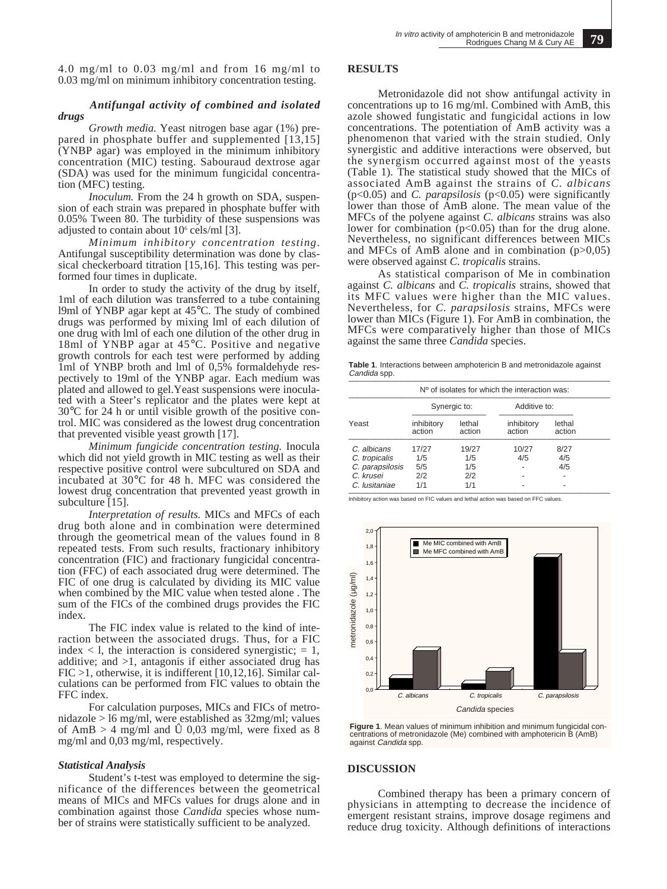4.0 mg/ml to 0.03 mg/ml and from 16 mg/ml to 0.03 mg/ml on minimum inhibitory concentration testing.

### *Antifungal activity of combined and isolated drugs*

*Growth media.* Yeast nitrogen base agar (1%) prepared in phosphate buffer and supplemented [13,15] (YNBP agar) was employed in the minimum inhibitory concentration (MIC) testing. Sabouraud dextrose agar (SDA) was used for the minimum fungicidal concentration (MFC) testing.

*Inoculum.* From the 24 h growth on SDA, suspension of each strain was prepared in phosphate buffer with 0.05% Tween 80. The turbidity of these suspensions was adjusted to contain about $10^6$ cels/ml [3].

*Minimum inhibitory concentration testing.* Antifungal susceptibility determination was done by classical checkerboard titration [15,16]. This testing was performed four times in duplicate.

In order to study the activity of the drug by itself, 1ml of each dilution was transferred to a tube containing l9ml of YNBP agar kept at 45°C. The study of combined drugs was performed by mixing lml of each dilution of one drug with lml of each one dilution of the other drug in 18ml of YNBP agar at 45°C. Positive and negative growth controls for each test were performed by adding 1ml of YNBP broth and lml of 0,5% formaldehyde respectively to 19ml of the YNBP agar. Each medium was plated and allowed to gel.Yeast suspensions were inoculated with a Steer's replicator and the plates were kept at 30°C for 24 h or until visible growth of the positive control. MIC was considered as the lowest drug concentration that prevented visible yeast growth [17].

*Minimum fungicide concentration testing.* Inocula which did not yield growth in MIC testing as well as their respective positive control were subcultured on SDA and incubated at 30°C for 48 h. MFC was considered the lowest drug concentration that prevented yeast growth in subculture [15].

*Interpretation of results.* MICs and MFCs of each drug both alone and in combination were determined through the geometrical mean of the values found in 8 repeated tests. From such results, fractionary inhibitory concentration (FIC) and fractionary fungicidal concentration (FFC) of each associated drug were determined. The FIC of one drug is calculated by dividing its MIC value when combined by the MIC value when tested alone . The sum of the FICs of the combined drugs provides the FIC index.

The FIC index value is related to the kind of interaction between the associated drugs. Thus, for a FIC index < l, the interaction is considered synergistic; = 1, additive; and >1, antagonis if either associated drug has FIC >1, otherwise, it is indifferent [10,12,16]. Similar calculations can be performed from FIC values to obtain the FFC index.

For calculation purposes, MICs and FICs of metronidazole > l6 mg/ml, were established as 32mg/ml; values of AmB > 4 mg/ml and Û 0,03 mg/ml, were fixed as 8 mg/ml and 0,03 mg/ml, respectively.

### *Statistical Analysis*

Student's t-test was employed to determine the significance of the differences between the geometrical means of MICs and MFCs values for drugs alone and in combination against those *Candida* species whose number of strains were statistically sufficient to be analyzed.

## RESULTS

Metronidazole did not show antifungal activity in concentrations up to 16 mg/ml. Combined with AmB, this azole showed fungistatic and fungicidal actions in low concentrations. The potentiation of AmB activity was a phenomenon that varied with the strain studied. Only synergistic and additive interactions were observed, but the synergism occurred against most of the yeasts (Table 1). The statistical study showed that the MICs of associated AmB against the strains of *C. albicans* ($p<0.05$) and *C. parapsilosis* ($p<0.05$) were significantly lower than those of AmB alone. The mean value of the MFCs of the polyene against *C. albicans* strains was also lower for combination ($p<0.05$) than for the drug alone. Nevertheless, no significant differences between MICs and MFCs of AmB alone and in combination ($p>0,05$) were observed against *C. tropicalis* strains.

As statistical comparison of Me in combination against *C. albicans* and *C. tropicalis* strains, showed that its MFC values were higher than the MIC values. Nevertheless, for *C. parapsilosis* strains, MFCs were lower than MICs (Figure 1). For AmB in combination, the MFCs were comparatively higher than those of MICs against the same three *Candida* species.

**Table 1**. Interactions between amphotericin B and metronidazole against *Candida* spp.

| | Nº of isolates for which the interaction was: | | | |
|---|---|---|---|---|
| | Synergic to: | | Additive to: | |
| Yeast | inhibitory action | lethal action | inhibitory action | lethal action |
| *C. albicans* | 17/27 | 19/27 | 10/27 | 8/27 |
| *C. tropicalis* | 1/5 | 1/5 | 4/5 | 4/5 |
| *C. parapsilosis* | 5/5 | 5/5 | - | 4/5 |
| *C. krusei* | 2/2 | 2/2 | - | - |
| *C. lusitaniae* | 1/1 | 1/1 | - | - |

Inhibitory action was based on FIC values and lethal action was based on FFC values.

**Figure 1**. Mean values of minimum inhibition and minimum fungicidal concentrations of metronidazole (Me) combined with amphotericin B (AmB) against *Candida* spp.

## DISCUSSION

Combined therapy has been a primary concern of physicians in attempting to decrease the incidence of emergent resistant strains, improve dosage regimens and reduce drug toxicity. Although definitions of interactions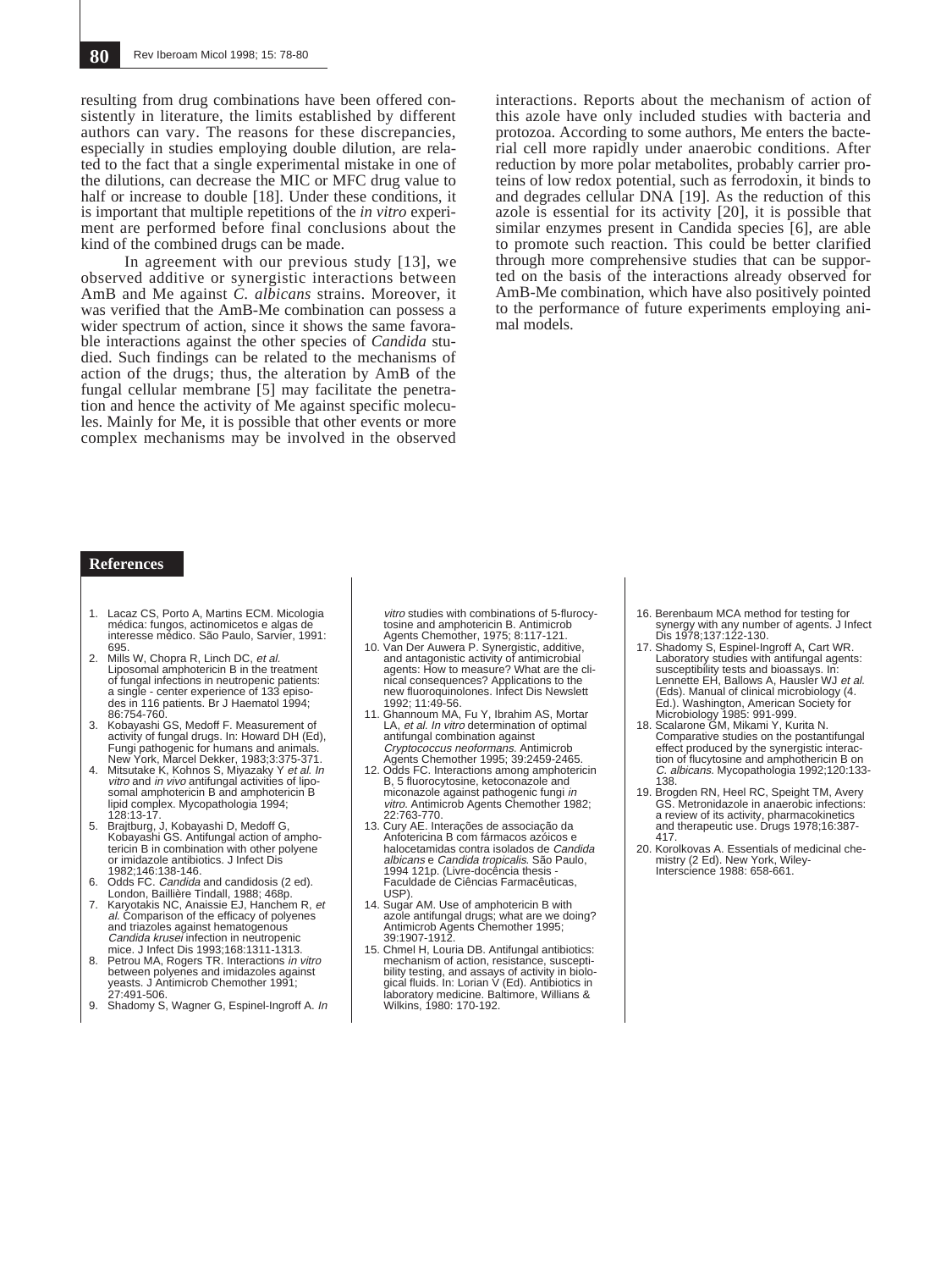resulting from drug combinations have been offered consistently in literature, the limits established by different authors can vary. The reasons for these discrepancies, especially in studies employing double dilution, are related to the fact that a single experimental mistake in one of the dilutions, can decrease the MIC or MFC drug value to half or increase to double [18]. Under these conditions, it is important that multiple repetitions of the *in vitro* experiment are performed before final conclusions about the kind of the combined drugs can be made.

In agreement with our previous study [13], we observed additive or synergistic interactions between AmB and Me against *C. albicans* strains. Moreover, it was verified that the AmB-Me combination can possess a wider spectrum of action, since it shows the same favorable interactions against the other species of *Candida* studied. Such findings can be related to the mechanisms of action of the drugs; thus, the alteration by AmB of the fungal cellular membrane [5] may facilitate the penetration and hence the activity of Me against specific molecules. Mainly for Me, it is possible that other events or more complex mechanisms may be involved in the observed interactions. Reports about the mechanism of action of this azole have only included studies with bacteria and protozoa. According to some authors, Me enters the bacterial cell more rapidly under anaerobic conditions. After reduction by more polar metabolites, probably carrier proteins of low redox potential, such as ferrodoxin, it binds to and degrades cellular DNA [19]. As the reduction of this azole is essential for its activity [20], it is possible that similar enzymes present in Candida species [6], are able to promote such reaction. This could be better clarified through more comprehensive studies that can be supported on the basis of the interactions already observed for AmB-Me combination, which have also positively pointed to the performance of future experiments employing animal models.

## References

1. Lacaz CS, Porto A, Martins ECM. Micologia médica: fungos, actinomicetos e algas de interesse médico. São Paulo, Sarvier, 1991: 695.
2. Mills W, Chopra R, Linch DC, *et al.* Liposomal amphotericin B in the treatment of fungal infections in neutropenic patients: a single - center experience of 133 episodes in 116 patients. Br J Haematol 1994; 86:754-760.
3. Kobayashi GS, Medoff F. Measurement of activity of fungal drugs. In: Howard DH (Ed), Fungi pathogenic for humans and animals. New York, Marcel Dekker, 1983;3:375-371.
4. Mitsutake K, Kohnos S, Miyazaky Y *et al. In vitro* and *in vivo* antifungal activities of liposomal amphotericin B and amphotericin B lipid complex. Mycopathologia 1994; 128:13-17.
5. Brajtburg, J, Kobayashi D, Medoff G, Kobayashi GS. Antifungal action of amphotericin B in combination with other polyene or imidazole antibiotics. J Infect Dis 1982;146:138-146.
6. Odds FC. *Candida* and candidosis (2 ed). London, Baillière Tindall, 1988; 468p.
7. Karyotakis NC, Anaissie EJ, Hanchem R, *et al.* Comparison of the efficacy of polyenes and triazoles against hematogenous *Candida krusei* infection in neutropenic mice. J Infect Dis 1993;168:1311-1313.
8. Petrou MA, Rogers TR. Interactions *in vitro* between polyenes and imidazoles against yeasts. J Antimicrob Chemother 1991; 27:491-506.
9. Shadomy S, Wagner G, Espinel-Ingroff A. *In vitro* studies with combinations of 5-flurocytosine and amphotericin B. Antimicrob Agents Chemother, 1975; 8:117-121.
10. Van Der Auwera P. Synergistic, additive, and antagonistic activity of antimicrobial agents: How to measure? What are the clinical consequences? Applications to the new fluoroquinolones. Infect Dis Newslett 1992; 11:49-56.
11. Ghannoum MA, Fu Y, Ibrahim AS, Mortar LA, *et al. In vitro* determination of optimal antifungal combination against *Cryptococcus neoformans.* Antimicrob Agents Chemother 1995; 39:2459-2465.
12. Odds FC. Interactions among amphotericin B, 5 fluorocytosine, ketoconazole and miconazole against pathogenic fungi *in vitro.* Antimicrob Agents Chemother 1982; 22:763-770.
13. Cury AE. Interações de associação da Anfotericina B com fármacos azóicos e halocetamidas contra isolados de *Candida albicans* e *Candida tropicalis*. São Paulo, 1994 121p. (Livre-docência thesis - Faculdade de Ciências Farmacêuticas, USP).
14. Sugar AM. Use of amphotericin B with azole antifungal drugs; what are we doing? Antimicrob Agents Chemother 1995; 39:1907-1912.
15. Chmel H, Louria DB. Antifungal antibiotics: mechanism of action, resistance, susceptibility testing, and assays of activity in biological fluids. In: Lorian V (Ed). Antibiotics in laboratory medicine. Baltimore, Willians & Wilkins, 1980: 170-192.
16. Berenbaum MCA method for testing for synergy with any number of agents. J Infect Dis 1978;137:122-130.
17. Shadomy S, Espinel-Ingroff A, Cart WR. Laboratory studies with antifungal agents: susceptibility tests and bioassays. In: Lennette EH, Ballows A, Hausler WJ *et al.* (Eds). Manual of clinical microbiology (4. Ed.). Washington, American Society for Microbiology 1985: 991-999.
18. Scalarone GM, Mikami Y, Kurita N. Comparative studies on the postantifungal effect produced by the synergistic interaction of flucytosine and amphothericin B on *C. albicans.* Mycopathologia 1992;120:133-138.
19. Brogden RN, Heel RC, Speight TM, Avery GS. Metronidazole in anaerobic infections: a review of its activity, pharmacokinetics and therapeutic use. Drugs 1978;16:387-417.
20. Korolkovas A. Essentials of medicinal chemistry (2 Ed). New York, Wiley-Interscience 1988: 658-661.